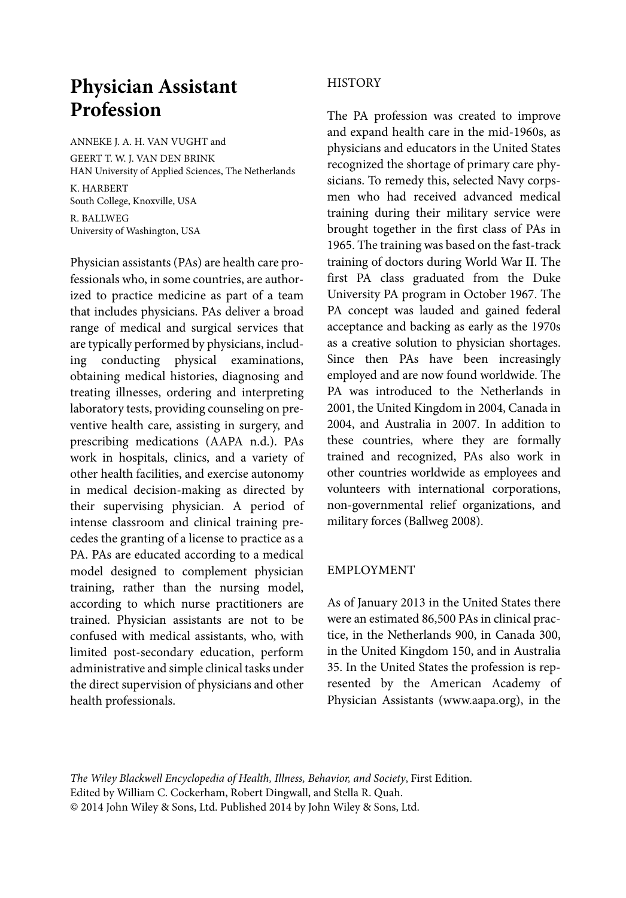# Physician Assistant Profession

ANNEKE J. A. H. VAN VUGHT and
GEERT T. W. J. VAN DEN BRINK
HAN University of Applied Sciences, The Netherlands
K. HARBERT
South College, Knoxville, USA
R. BALLWEG
University of Washington, USA

Physician assistants (PAs) are health care professionals who, in some countries, are authorized to practice medicine as part of a team that includes physicians. PAs deliver a broad range of medical and surgical services that are typically performed by physicians, including conducting physical examinations, obtaining medical histories, diagnosing and treating illnesses, ordering and interpreting laboratory tests, providing counseling on preventive health care, assisting in surgery, and prescribing medications (AAPA n.d.). PAs work in hospitals, clinics, and a variety of other health facilities, and exercise autonomy in medical decision-making as directed by their supervising physician. A period of intense classroom and clinical training precedes the granting of a license to practice as a PA. PAs are educated according to a medical model designed to complement physician training, rather than the nursing model, according to which nurse practitioners are trained. Physician assistants are not to be confused with medical assistants, who, with limited post-secondary education, perform administrative and simple clinical tasks under the direct supervision of physicians and other health professionals.

## HISTORY

The PA profession was created to improve and expand health care in the mid-1960s, as physicians and educators in the United States recognized the shortage of primary care physicians. To remedy this, selected Navy corpsmen who had received advanced medical training during their military service were brought together in the first class of PAs in 1965. The training was based on the fast-track training of doctors during World War II. The first PA class graduated from the Duke University PA program in October 1967. The PA concept was lauded and gained federal acceptance and backing as early as the 1970s as a creative solution to physician shortages. Since then PAs have been increasingly employed and are now found worldwide. The PA was introduced to the Netherlands in 2001, the United Kingdom in 2004, Canada in 2004, and Australia in 2007. In addition to these countries, where they are formally trained and recognized, PAs also work in other countries worldwide as employees and volunteers with international corporations, non-governmental relief organizations, and military forces (Ballweg 2008).

## EMPLOYMENT

As of January 2013 in the United States there were an estimated 86,500 PAs in clinical practice, in the Netherlands 900, in Canada 300, in the United Kingdom 150, and in Australia 35. In the United States the profession is represented by the American Academy of Physician Assistants (www.aapa.org), in the

*The Wiley Blackwell Encyclopedia of Health, Illness, Behavior, and Society*, First Edition.
Edited by William C. Cockerham, Robert Dingwall, and Stella R. Quah.
© 2014 John Wiley & Sons, Ltd. Published 2014 by John Wiley & Sons, Ltd.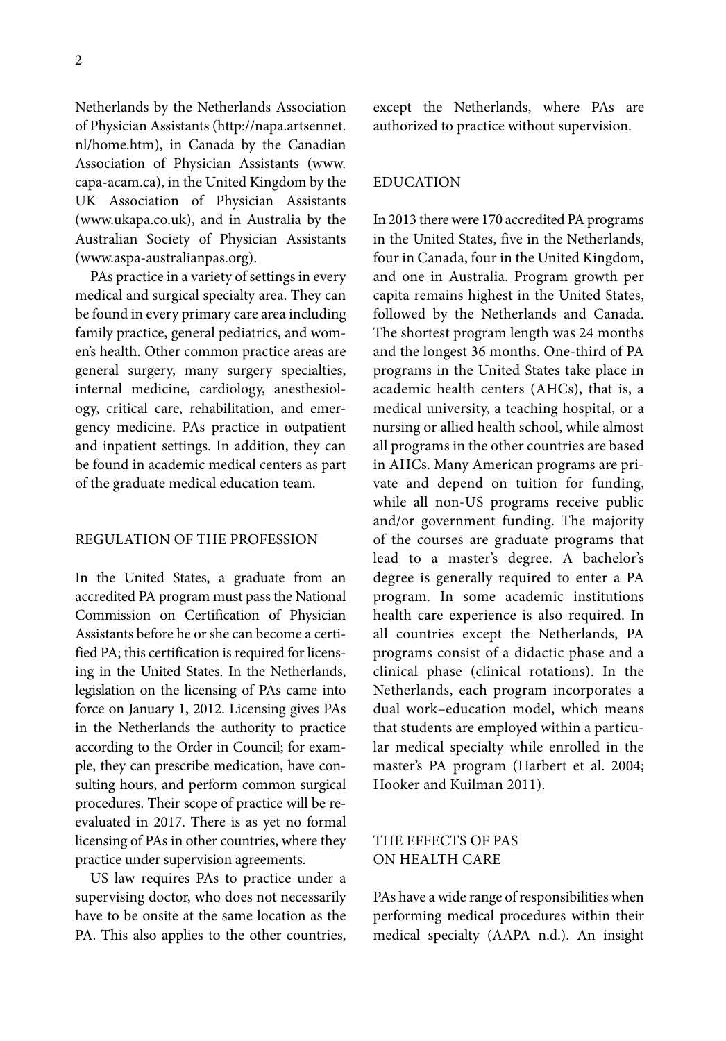Netherlands by the Netherlands Association of Physician Assistants (http://napa.artsennet.nl/home.htm), in Canada by the Canadian Association of Physician Assistants (www.capa-acam.ca), in the United Kingdom by the UK Association of Physician Assistants (www.ukapa.co.uk), and in Australia by the Australian Society of Physician Assistants (www.aspa-australianpas.org).

PAs practice in a variety of settings in every medical and surgical specialty area. They can be found in every primary care area including family practice, general pediatrics, and women's health. Other common practice areas are general surgery, many surgery specialties, internal medicine, cardiology, anesthesiology, critical care, rehabilitation, and emergency medicine. PAs practice in outpatient and inpatient settings. In addition, they can be found in academic medical centers as part of the graduate medical education team.

## REGULATION OF THE PROFESSION

In the United States, a graduate from an accredited PA program must pass the National Commission on Certification of Physician Assistants before he or she can become a certified PA; this certification is required for licensing in the United States. In the Netherlands, legislation on the licensing of PAs came into force on January 1, 2012. Licensing gives PAs in the Netherlands the authority to practice according to the Order in Council; for example, they can prescribe medication, have consulting hours, and perform common surgical procedures. Their scope of practice will be reevaluated in 2017. There is as yet no formal licensing of PAs in other countries, where they practice under supervision agreements.

US law requires PAs to practice under a supervising doctor, who does not necessarily have to be onsite at the same location as the PA. This also applies to the other countries, except the Netherlands, where PAs are authorized to practice without supervision.

## EDUCATION

In 2013 there were 170 accredited PA programs in the United States, five in the Netherlands, four in Canada, four in the United Kingdom, and one in Australia. Program growth per capita remains highest in the United States, followed by the Netherlands and Canada. The shortest program length was 24 months and the longest 36 months. One-third of PA programs in the United States take place in academic health centers (AHCs), that is, a medical university, a teaching hospital, or a nursing or allied health school, while almost all programs in the other countries are based in AHCs. Many American programs are private and depend on tuition for funding, while all non-US programs receive public and/or government funding. The majority of the courses are graduate programs that lead to a master's degree. A bachelor's degree is generally required to enter a PA program. In some academic institutions health care experience is also required. In all countries except the Netherlands, PA programs consist of a didactic phase and a clinical phase (clinical rotations). In the Netherlands, each program incorporates a dual work–education model, which means that students are employed within a particular medical specialty while enrolled in the master's PA program (Harbert et al. 2004; Hooker and Kuilman 2011).

## THE EFFECTS OF PAS ON HEALTH CARE

PAs have a wide range of responsibilities when performing medical procedures within their medical specialty (AAPA n.d.). An insight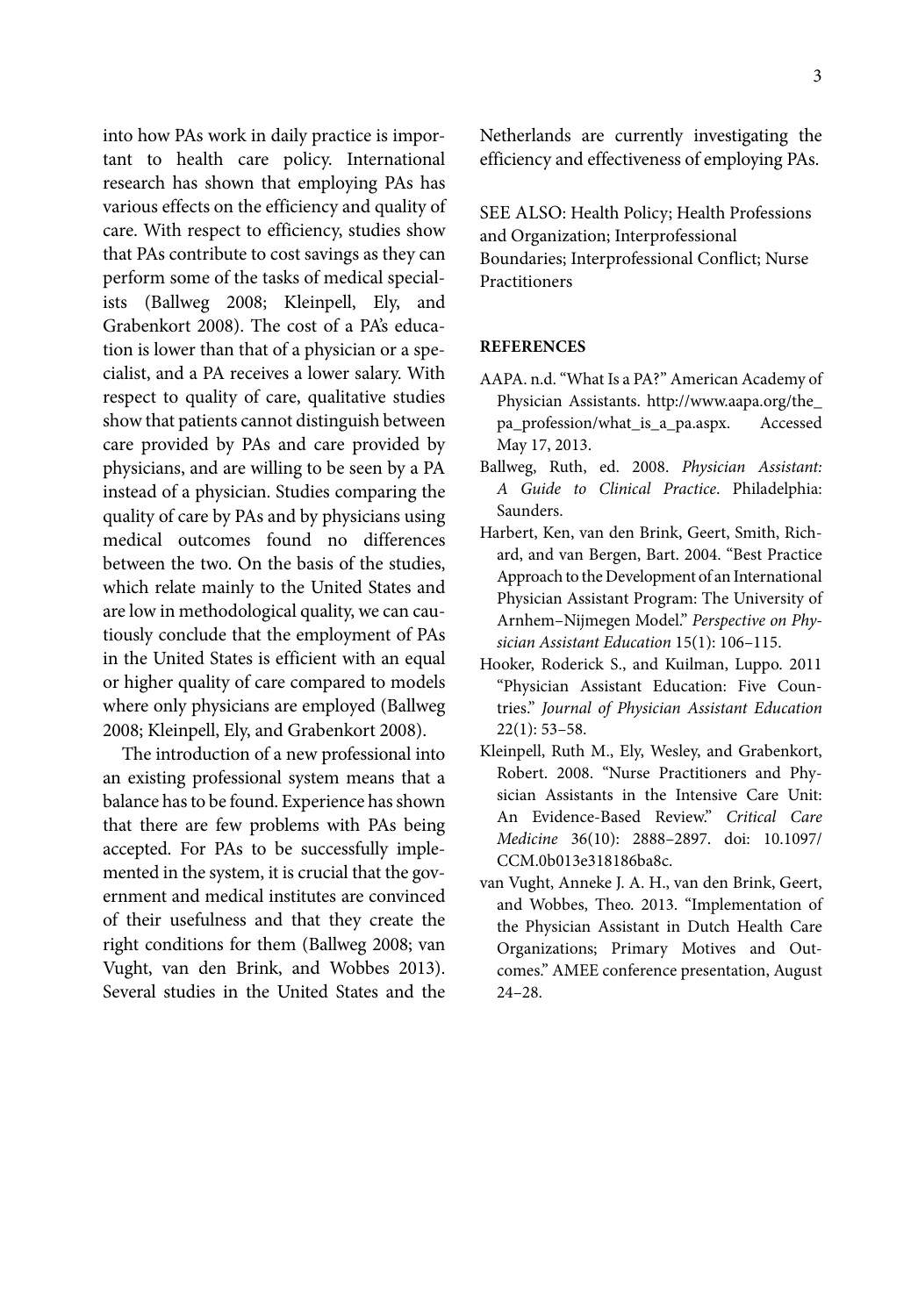into how PAs work in daily practice is important to health care policy. International research has shown that employing PAs has various effects on the efficiency and quality of care. With respect to efficiency, studies show that PAs contribute to cost savings as they can perform some of the tasks of medical specialists (Ballweg 2008; Kleinpell, Ely, and Grabenkort 2008). The cost of a PA's education is lower than that of a physician or a specialist, and a PA receives a lower salary. With respect to quality of care, qualitative studies show that patients cannot distinguish between care provided by PAs and care provided by physicians, and are willing to be seen by a PA instead of a physician. Studies comparing the quality of care by PAs and by physicians using medical outcomes found no differences between the two. On the basis of the studies, which relate mainly to the United States and are low in methodological quality, we can cautiously conclude that the employment of PAs in the United States is efficient with an equal or higher quality of care compared to models where only physicians are employed (Ballweg 2008; Kleinpell, Ely, and Grabenkort 2008).

The introduction of a new professional into an existing professional system means that a balance has to be found. Experience has shown that there are few problems with PAs being accepted. For PAs to be successfully implemented in the system, it is crucial that the government and medical institutes are convinced of their usefulness and that they create the right conditions for them (Ballweg 2008; van Vught, van den Brink, and Wobbes 2013). Several studies in the United States and the Netherlands are currently investigating the efficiency and effectiveness of employing PAs.

SEE ALSO: Health Policy; Health Professions and Organization; Interprofessional Boundaries; Interprofessional Conflict; Nurse Practitioners

## REFERENCES

AAPA. n.d. "What Is a PA?" American Academy of Physician Assistants. http://www.aapa.org/the_pa_profession/what_is_a_pa.aspx. Accessed May 17, 2013.

Ballweg, Ruth, ed. 2008. *Physician Assistant: A Guide to Clinical Practice*. Philadelphia: Saunders.

Harbert, Ken, van den Brink, Geert, Smith, Richard, and van Bergen, Bart. 2004. "Best Practice Approach to the Development of an International Physician Assistant Program: The University of Arnhem–Nijmegen Model." *Perspective on Physician Assistant Education* 15(1): 106–115.

Hooker, Roderick S., and Kuilman, Luppo. 2011 "Physician Assistant Education: Five Countries." *Journal of Physician Assistant Education* 22(1): 53–58.

Kleinpell, Ruth M., Ely, Wesley, and Grabenkort, Robert. 2008. "Nurse Practitioners and Physician Assistants in the Intensive Care Unit: An Evidence-Based Review." *Critical Care Medicine* 36(10): 2888–2897. doi: 10.1097/CCM.0b013e318186ba8c.

van Vught, Anneke J. A. H., van den Brink, Geert, and Wobbes, Theo. 2013. "Implementation of the Physician Assistant in Dutch Health Care Organizations; Primary Motives and Outcomes." AMEE conference presentation, August 24–28.